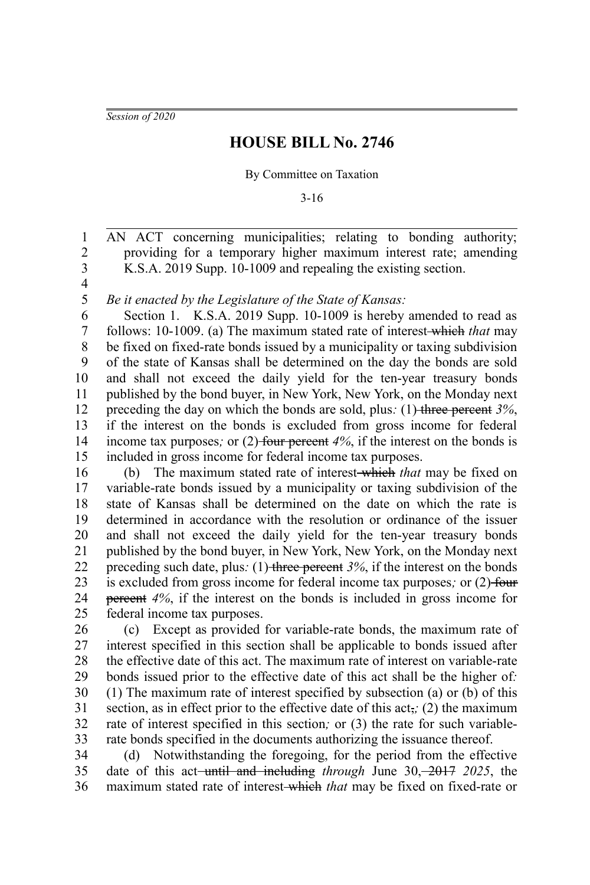*Session of 2020*

# HOUSE BILL No. 2746

By Committee on Taxation

3-16

AN ACT concerning municipalities; relating to bonding authority; providing for a temporary higher maximum interest rate; amending K.S.A. 2019 Supp. 10-1009 and repealing the existing section.

*Be it enacted by the Legislature of the State of Kansas:*

Section 1. K.S.A. 2019 Supp. 10-1009 is hereby amended to read as follows: 10-1009. (a) The maximum stated rate of interest ~~which~~ *that* may be fixed on fixed-rate bonds issued by a municipality or taxing subdivision of the state of Kansas shall be determined on the day the bonds are sold and shall not exceed the daily yield for the ten-year treasury bonds published by the bond buyer, in New York, New York, on the Monday next preceding the day on which the bonds are sold, plus*:* (1) ~~three percent~~ *3%*, if the interest on the bonds is excluded from gross income for federal income tax purposes*;* or (2) ~~four percent~~ *4%*, if the interest on the bonds is included in gross income for federal income tax purposes.

(b) The maximum stated rate of interest ~~which~~ *that* may be fixed on variable-rate bonds issued by a municipality or taxing subdivision of the state of Kansas shall be determined on the date on which the rate is determined in accordance with the resolution or ordinance of the issuer and shall not exceed the daily yield for the ten-year treasury bonds published by the bond buyer, in New York, New York, on the Monday next preceding such date, plus*:* (1) ~~three percent~~ *3%*, if the interest on the bonds is excluded from gross income for federal income tax purposes*;* or (2) ~~four percent~~ *4%*, if the interest on the bonds is included in gross income for federal income tax purposes.

(c) Except as provided for variable-rate bonds, the maximum rate of interest specified in this section shall be applicable to bonds issued after the effective date of this act. The maximum rate of interest on variable-rate bonds issued prior to the effective date of this act shall be the higher of*:* (1) The maximum rate of interest specified by subsection (a) or (b) of this section, as in effect prior to the effective date of this act~~,~~*;* (2) the maximum rate of interest specified in this section*;* or (3) the rate for such variable-rate bonds specified in the documents authorizing the issuance thereof.

(d) Notwithstanding the foregoing, for the period from the effective date of this act ~~until and including~~ *through* June 30, ~~2017~~ *2025*, the maximum stated rate of interest ~~which~~ *that* may be fixed on fixed-rate or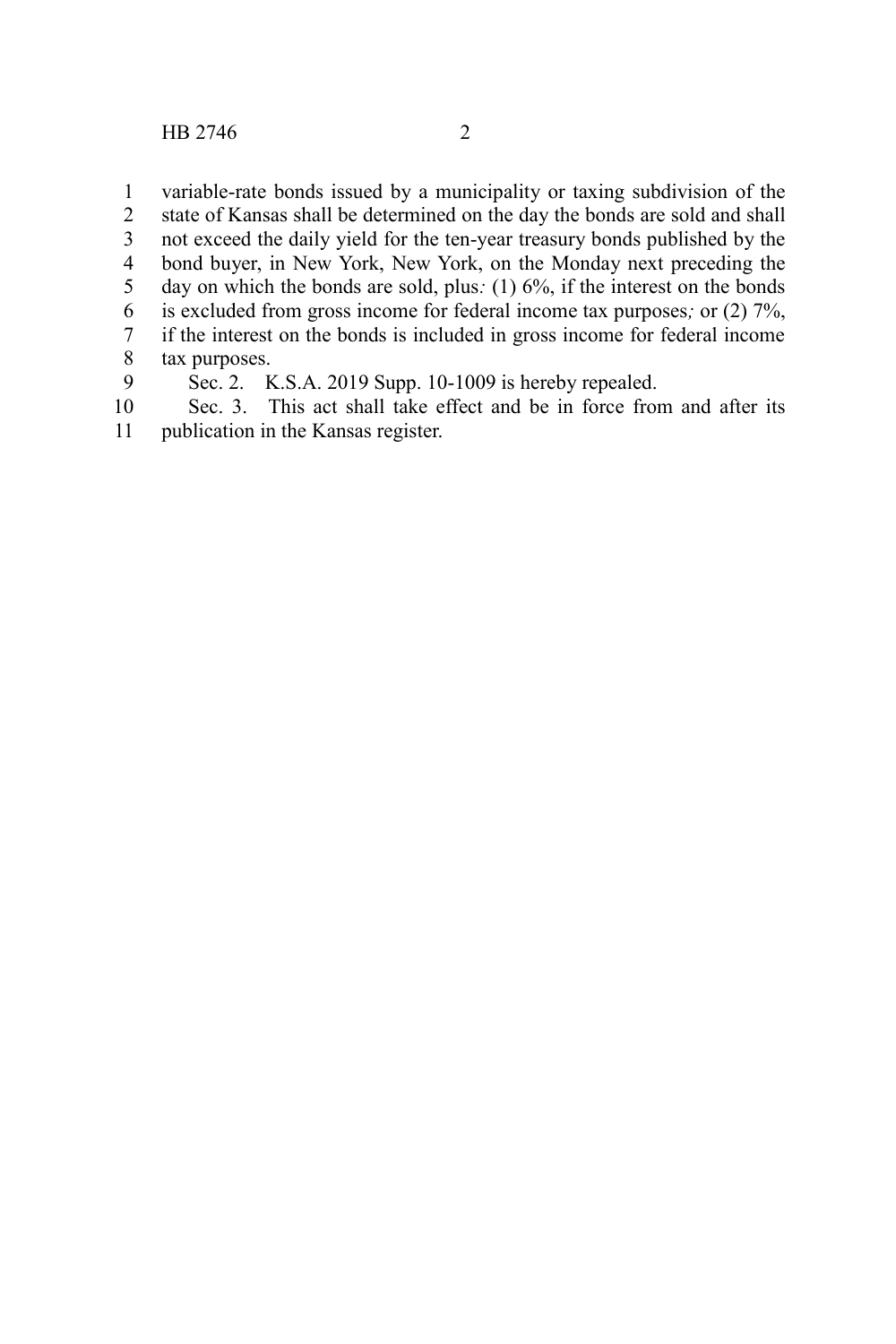variable-rate bonds issued by a municipality or taxing subdivision of the state of Kansas shall be determined on the day the bonds are sold and shall not exceed the daily yield for the ten-year treasury bonds published by the bond buyer, in New York, New York, on the Monday next preceding the day on which the bonds are sold, plus*:* (1) 6%, if the interest on the bonds is excluded from gross income for federal income tax purposes*;* or (2) 7%, if the interest on the bonds is included in gross income for federal income tax purposes.

Sec. 2. K.S.A. 2019 Supp. 10-1009 is hereby repealed.

Sec. 3. This act shall take effect and be in force from and after its publication in the Kansas register.